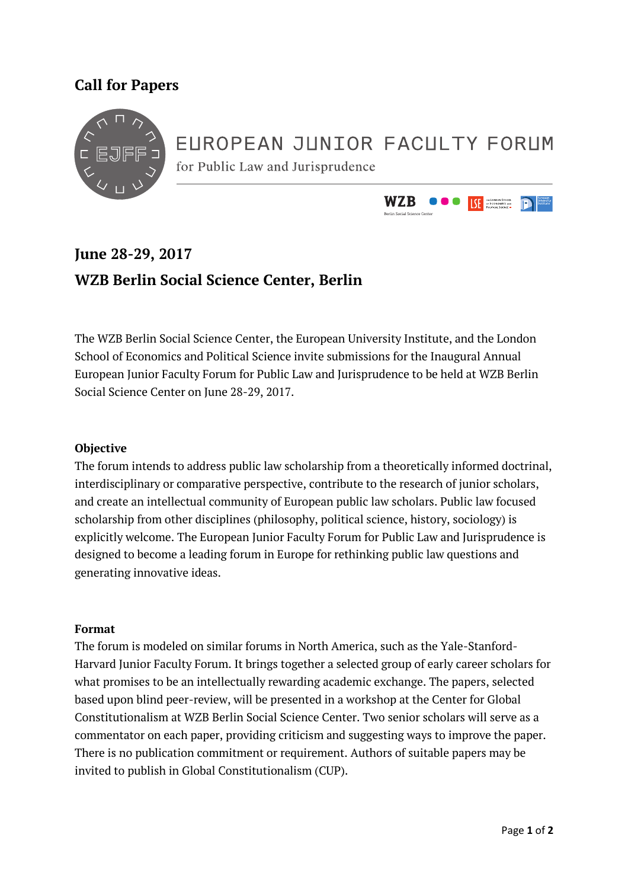# Call for Papers

## EUROPEAN JUNIOR FACULTY FORUM

for Public Law and Jurisprudence

## June 28-29, 2017

## WZB Berlin Social Science Center, Berlin

The WZB Berlin Social Science Center, the European University Institute, and the London School of Economics and Political Science invite submissions for the Inaugural Annual European Junior Faculty Forum for Public Law and Jurisprudence to be held at WZB Berlin Social Science Center on June 28-29, 2017.

### Objective

The forum intends to address public law scholarship from a theoretically informed doctrinal, interdisciplinary or comparative perspective, contribute to the research of junior scholars, and create an intellectual community of European public law scholars. Public law focused scholarship from other disciplines (philosophy, political science, history, sociology) is explicitly welcome. The European Junior Faculty Forum for Public Law and Jurisprudence is designed to become a leading forum in Europe for rethinking public law questions and generating innovative ideas.

### Format

The forum is modeled on similar forums in North America, such as the Yale-Stanford-Harvard Junior Faculty Forum. It brings together a selected group of early career scholars for what promises to be an intellectually rewarding academic exchange. The papers, selected based upon blind peer-review, will be presented in a workshop at the Center for Global Constitutionalism at WZB Berlin Social Science Center. Two senior scholars will serve as a commentator on each paper, providing criticism and suggesting ways to improve the paper. There is no publication commitment or requirement. Authors of suitable papers may be invited to publish in Global Constitutionalism (CUP).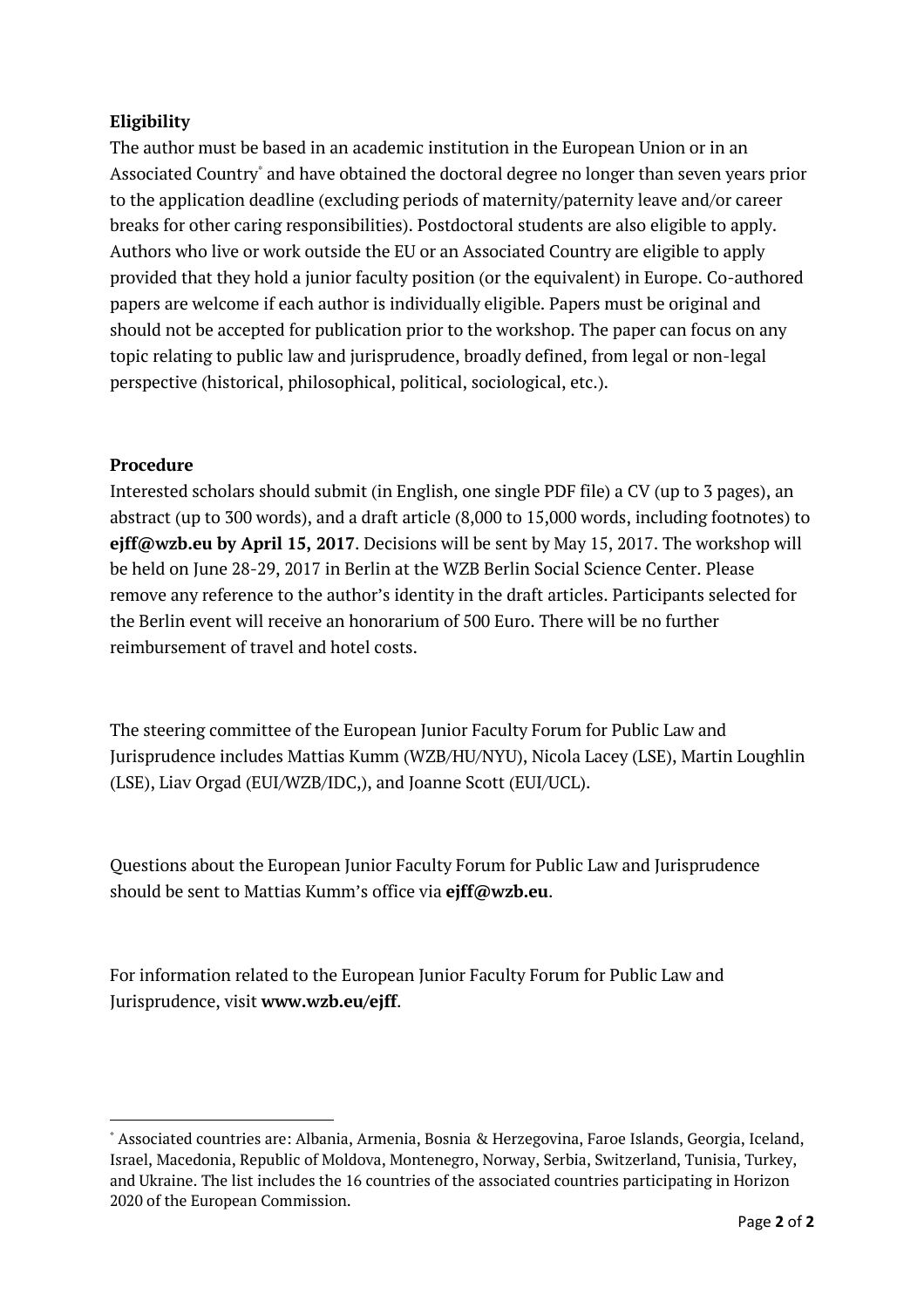**Eligibility**

The author must be based in an academic institution in the European Union or in an Associated Country[*] and have obtained the doctoral degree no longer than seven years prior to the application deadline (excluding periods of maternity/paternity leave and/or career breaks for other caring responsibilities). Postdoctoral students are also eligible to apply. Authors who live or work outside the EU or an Associated Country are eligible to apply provided that they hold a junior faculty position (or the equivalent) in Europe. Co-authored papers are welcome if each author is individually eligible. Papers must be original and should not be accepted for publication prior to the workshop. The paper can focus on any topic relating to public law and jurisprudence, broadly defined, from legal or non-legal perspective (historical, philosophical, political, sociological, etc.).

**Procedure**

Interested scholars should submit (in English, one single PDF file) a CV (up to 3 pages), an abstract (up to 300 words), and a draft article (8,000 to 15,000 words, including footnotes) to **ejff@wzb.eu by April 15, 2017**. Decisions will be sent by May 15, 2017. The workshop will be held on June 28-29, 2017 in Berlin at the WZB Berlin Social Science Center. Please remove any reference to the author's identity in the draft articles. Participants selected for the Berlin event will receive an honorarium of 500 Euro. There will be no further reimbursement of travel and hotel costs.

The steering committee of the European Junior Faculty Forum for Public Law and Jurisprudence includes Mattias Kumm (WZB/HU/NYU), Nicola Lacey (LSE), Martin Loughlin (LSE), Liav Orgad (EUI/WZB/IDC,), and Joanne Scott (EUI/UCL).

Questions about the European Junior Faculty Forum for Public Law and Jurisprudence should be sent to Mattias Kumm's office via **ejff@wzb.eu**.

For information related to the European Junior Faculty Forum for Public Law and Jurisprudence, visit **www.wzb.eu/ejff**.

---

[*] Associated countries are: Albania, Armenia, Bosnia & Herzegovina, Faroe Islands, Georgia, Iceland, Israel, Macedonia, Republic of Moldova, Montenegro, Norway, Serbia, Switzerland, Tunisia, Turkey, and Ukraine. The list includes the 16 countries of the associated countries participating in Horizon 2020 of the European Commission.